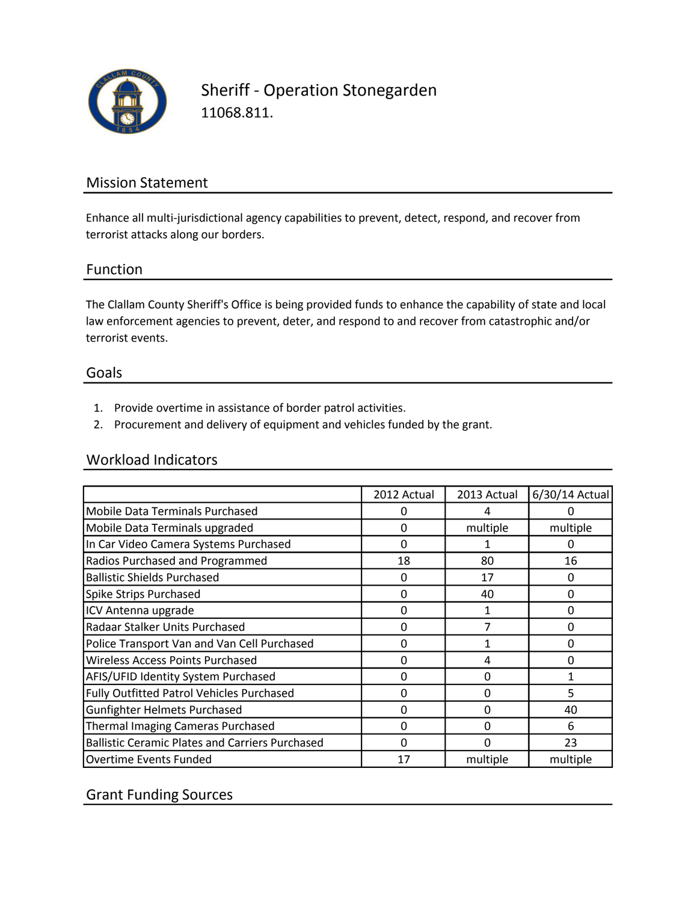# Sheriff - Operation Stonegarden

11068.811.

## Mission Statement

Enhance all multi-jurisdictional agency capabilities to prevent, detect, respond, and recover from terrorist attacks along our borders.

## Function

The Clallam County Sheriff's Office is being provided funds to enhance the capability of state and local law enforcement agencies to prevent, deter, and respond to and recover from catastrophic and/or terrorist events.

## Goals

1. Provide overtime in assistance of border patrol activities.
2. Procurement and delivery of equipment and vehicles funded by the grant.

## Workload Indicators

| | 2012 Actual | 2013 Actual | 6/30/14 Actual |
|---|---|---|---|
| Mobile Data Terminals Purchased | 0 | 4 | 0 |
| Mobile Data Terminals upgraded | 0 | multiple | multiple |
| In Car Video Camera Systems Purchased | 0 | 1 | 0 |
| Radios Purchased and Programmed | 18 | 80 | 16 |
| Ballistic Shields Purchased | 0 | 17 | 0 |
| Spike Strips Purchased | 0 | 40 | 0 |
| ICV Antenna upgrade | 0 | 1 | 0 |
| Radaar Stalker Units Purchased | 0 | 7 | 0 |
| Police Transport Van and Van Cell Purchased | 0 | 1 | 0 |
| Wireless Access Points Purchased | 0 | 4 | 0 |
| AFIS/UFID Identity System Purchased | 0 | 0 | 1 |
| Fully Outfitted Patrol Vehicles Purchased | 0 | 0 | 5 |
| Gunfighter Helmets Purchased | 0 | 0 | 40 |
| Thermal Imaging Cameras Purchased | 0 | 0 | 6 |
| Ballistic Ceramic Plates and Carriers Purchased | 0 | 0 | 23 |
| Overtime Events Funded | 17 | multiple | multiple |

## Grant Funding Sources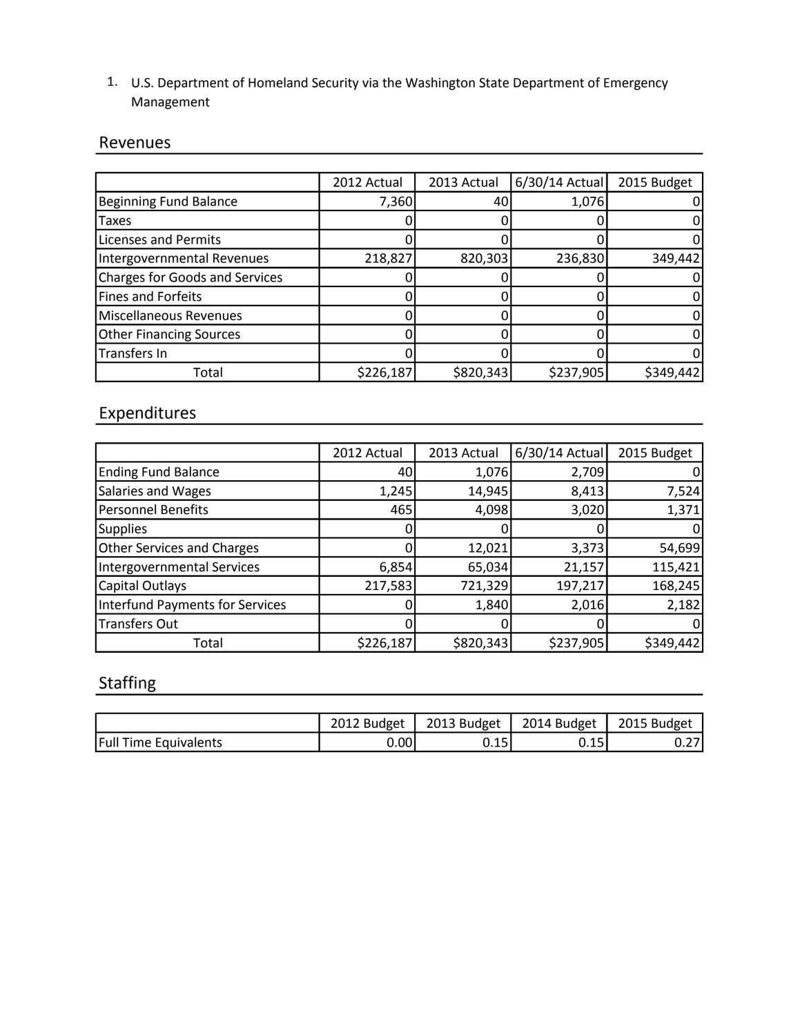1. U.S. Department of Homeland Security via the Washington State Department of Emergency Management

## Revenues

| | 2012 Actual | 2013 Actual | 6/30/14 Actual | 2015 Budget |
|---|---|---|---|---|
| Beginning Fund Balance | 7,360 | 40 | 1,076 | 0 |
| Taxes | 0 | 0 | 0 | 0 |
| Licenses and Permits | 0 | 0 | 0 | 0 |
| Intergovernmental Revenues | 218,827 | 820,303 | 236,830 | 349,442 |
| Charges for Goods and Services | 0 | 0 | 0 | 0 |
| Fines and Forfeits | 0 | 0 | 0 | 0 |
| Miscellaneous Revenues | 0 | 0 | 0 | 0 |
| Other Financing Sources | 0 | 0 | 0 | 0 |
| Transfers In | 0 | 0 | 0 | 0 |
| Total | $226,187 | $820,343 | $237,905 | $349,442 |

## Expenditures

| | 2012 Actual | 2013 Actual | 6/30/14 Actual | 2015 Budget |
|---|---|---|---|---|
| Ending Fund Balance | 40 | 1,076 | 2,709 | 0 |
| Salaries and Wages | 1,245 | 14,945 | 8,413 | 7,524 |
| Personnel Benefits | 465 | 4,098 | 3,020 | 1,371 |
| Supplies | 0 | 0 | 0 | 0 |
| Other Services and Charges | 0 | 12,021 | 3,373 | 54,699 |
| Intergovernmental Services | 6,854 | 65,034 | 21,157 | 115,421 |
| Capital Outlays | 217,583 | 721,329 | 197,217 | 168,245 |
| Interfund Payments for Services | 0 | 1,840 | 2,016 | 2,182 |
| Transfers Out | 0 | 0 | 0 | 0 |
| Total | $226,187 | $820,343 | $237,905 | $349,442 |

## Staffing

| | 2012 Budget | 2013 Budget | 2014 Budget | 2015 Budget |
|---|---|---|---|---|
| Full Time Equivalents | 0.00 | 0.15 | 0.15 | 0.27 |